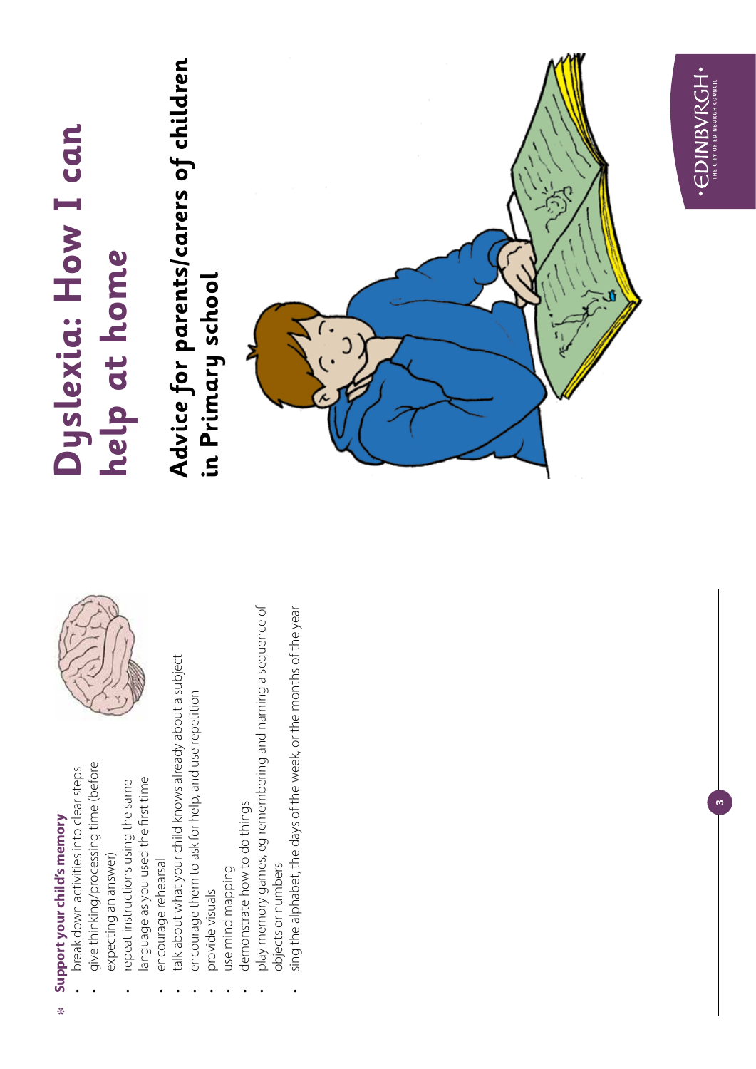# Dyslexia: How I can help at home

## Advice for parents/carers of children in Primary school

EDINBVRGH
THE CITY OF EDINBURGH COUNCIL

**Support your child's memory**

- break down activities into clear steps
- give thinking/processing time (before expecting an answer)
- repeat instructions using the same language as you used the first time
- encourage rehearsal
- talk about what your child knows already about a subject
- encourage them to ask for help, and use repetition
- provide visuals
- use mind mapping
- demonstrate how to do things
- play memory games, eg remembering and naming a sequence of objects or numbers
- sing the alphabet, the days of the week, or the months of the year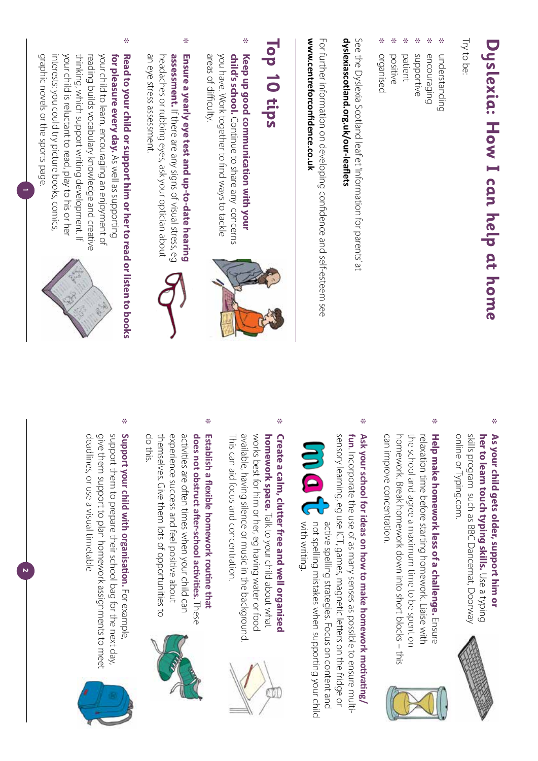# Dyslexia: How I can help at home

Try to be:

- understanding
- encouraging
- supportive
- patient
- positive
- organised

See the Dyslexia Scotland leaflet 'Information for parents' at **dyslexiascotland.org.uk/our-leaflets**

For further information on developing confidence and self-esteem see **www.centreforconfidence.co.uk**

## Top 10 tips

- **Keep up good communication with your child's school.** Continue to share any concerns you have. Work together to find ways to tackle areas of difficulty.
- **Ensure a yearly eye test and up-to-date hearing assessment.** If there are any signs of visual stress, eg headaches or rubbing eyes, ask your optician about an eye stress assessment.
- **Read to your child or support him or her to read or listen to books for pleasure every day.** As well as supporting your child to learn, encouraging an enjoyment of reading builds vocabulary knowledge and creative thinking, which support writing development. If your child is reluctant to read, play to his or her interests: you could try picture books, comics, graphic novels or the sports page.
- **As your child gets older, support him or her to learn touch typing skills.** Use a typing skills program such as BBC Dancemat, Doorway online or Typing.com.
- **Help make homework less of a challenge.** Ensure relaxation time before starting homework. Liaise with the school and agree a maximum time to be spent on homework. Break homework down into short blocks – this can improve concentration.
- **Ask your school for ideas on how to make homework motivating/fun.** Incorporate the use of as many senses as possible to ensure multi-sensory learning, eg use ICT, games, magnetic letters on the fridge or active spelling strategies. Focus on content and not spelling mistakes when supporting your child with writing.
- **Create a calm, clutter free and well organised homework space.** Talk to your child about what works best for him or her, eg having water or food available, having silence or music in the background. This can aid focus and concentration.
- **Establish a flexible homework routine that does not obstruct after-school activities.** These activities are often times when your child can experience success and feel positive about themselves. Give them lots of opportunities to do this.
- **Support your child with organisation.** For example, support them to prepare their school bag for the next day, give them support to plan homework assignments to meet deadlines, or use a visual timetable.